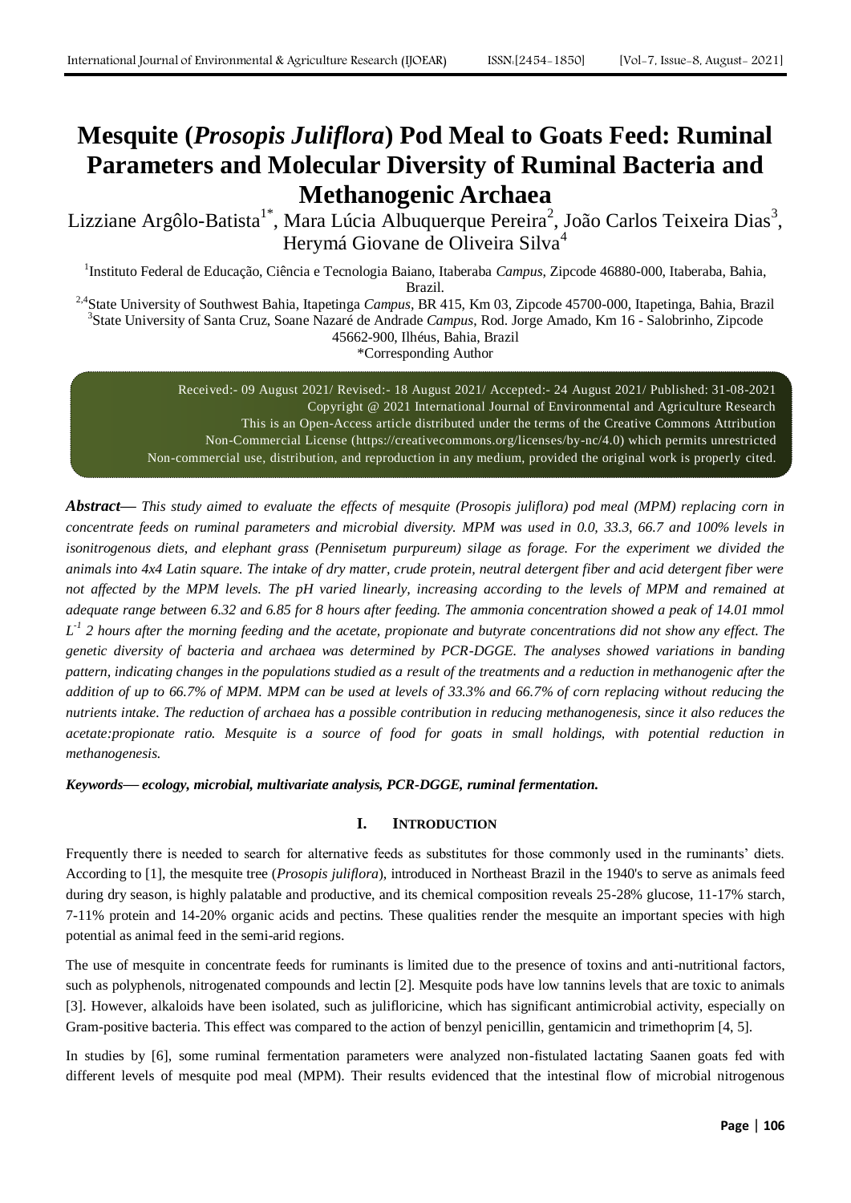# Mesquite (*Prosopis Juliflora*) Pod Meal to Goats Feed: Ruminal Parameters and Molecular Diversity of Ruminal Bacteria and Methanogenic Archaea

Lizziane Argôlo-Batista[1*], Mara Lúcia Albuquerque Pereira[2], João Carlos Teixeira Dias[3], Herymá Giovane de Oliveira Silva[4]

[1]Instituto Federal de Educação, Ciência e Tecnologia Baiano, Itaberaba *Campus*, Zipcode 46880-000, Itaberaba, Bahia, Brazil.

[2,4]State University of Southwest Bahia, Itapetinga *Campus*, BR 415, Km 03, Zipcode 45700-000, Itapetinga, Bahia, Brazil

[3]State University of Santa Cruz, Soane Nazaré de Andrade *Campus*, Rod. Jorge Amado, Km 16 - Salobrinho, Zipcode 45662-900, Ilhéus, Bahia, Brazil

*Corresponding Author

Received:- 09 August 2021/ Revised:- 18 August 2021/ Accepted:- 24 August 2021/ Published: 31-08-2021
Copyright @ 2021 International Journal of Environmental and Agriculture Research
This is an Open-Access article distributed under the terms of the Creative Commons Attribution Non-Commercial License (https://creativecommons.org/licenses/by-nc/4.0) which permits unrestricted Non-commercial use, distribution, and reproduction in any medium, provided the original work is properly cited.

***Abstract*—** *This study aimed to evaluate the effects of mesquite (Prosopis juliflora) pod meal (MPM) replacing corn in concentrate feeds on ruminal parameters and microbial diversity. MPM was used in 0.0, 33.3, 66.7 and 100% levels in isonitrogenous diets, and elephant grass (Pennisetum purpureum) silage as forage. For the experiment we divided the animals into 4x4 Latin square. The intake of dry matter, crude protein, neutral detergent fiber and acid detergent fiber were not affected by the MPM levels. The pH varied linearly, increasing according to the levels of MPM and remained at adequate range between 6.32 and 6.85 for 8 hours after feeding. The ammonia concentration showed a peak of 14.01 mmol $L^{-1}$ 2 hours after the morning feeding and the acetate, propionate and butyrate concentrations did not show any effect. The genetic diversity of bacteria and archaea was determined by PCR-DGGE. The analyses showed variations in banding pattern, indicating changes in the populations studied as a result of the treatments and a reduction in methanogenic after the addition of up to 66.7% of MPM. MPM can be used at levels of 33.3% and 66.7% of corn replacing without reducing the nutrients intake. The reduction of archaea has a possible contribution in reducing methanogenesis, since it also reduces the acetate:propionate ratio. Mesquite is a source of food for goats in small holdings, with potential reduction in methanogenesis.*

***Keywords*— *ecology, microbial, multivariate analysis, PCR-DGGE, ruminal fermentation.***

## I. INTRODUCTION

Frequently there is needed to search for alternative feeds as substitutes for those commonly used in the ruminants' diets. According to [1], the mesquite tree (*Prosopis juliflora*), introduced in Northeast Brazil in the 1940's to serve as animals feed during dry season, is highly palatable and productive, and its chemical composition reveals 25-28% glucose, 11-17% starch, 7-11% protein and 14-20% organic acids and pectins. These qualities render the mesquite an important species with high potential as animal feed in the semi-arid regions.

The use of mesquite in concentrate feeds for ruminants is limited due to the presence of toxins and anti-nutritional factors, such as polyphenols, nitrogenated compounds and lectin [2]. Mesquite pods have low tannins levels that are toxic to animals [3]. However, alkaloids have been isolated, such as julifloricine, which has significant antimicrobial activity, especially on Gram-positive bacteria. This effect was compared to the action of benzyl penicillin, gentamicin and trimethoprim [4, 5].

In studies by [6], some ruminal fermentation parameters were analyzed non-fistulated lactating Saanen goats fed with different levels of mesquite pod meal (MPM). Their results evidenced that the intestinal flow of microbial nitrogenous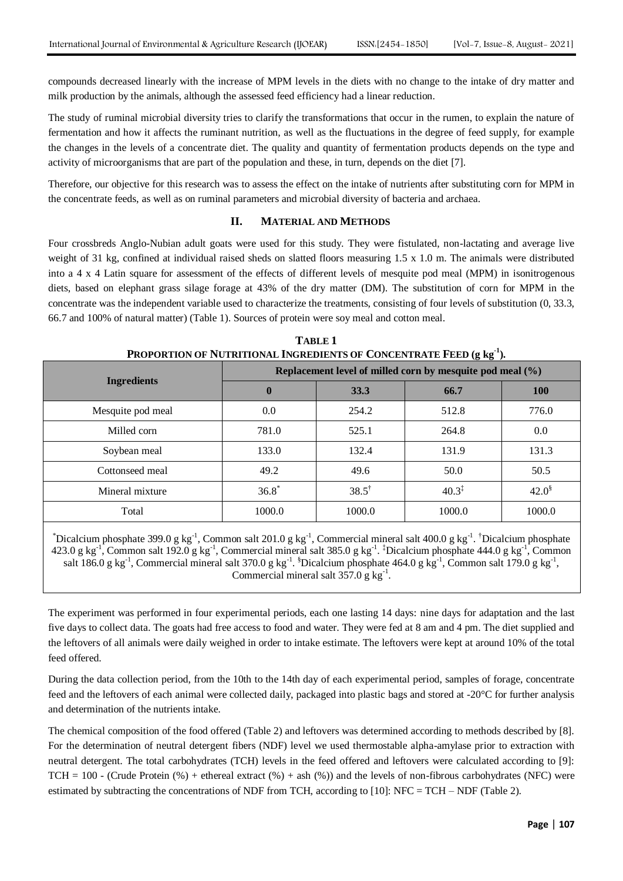compounds decreased linearly with the increase of MPM levels in the diets with no change to the intake of dry matter and milk production by the animals, although the assessed feed efficiency had a linear reduction.

The study of ruminal microbial diversity tries to clarify the transformations that occur in the rumen, to explain the nature of fermentation and how it affects the ruminant nutrition, as well as the fluctuations in the degree of feed supply, for example the changes in the levels of a concentrate diet. The quality and quantity of fermentation products depends on the type and activity of microorganisms that are part of the population and these, in turn, depends on the diet [7].

Therefore, our objective for this research was to assess the effect on the intake of nutrients after substituting corn for MPM in the concentrate feeds, as well as on ruminal parameters and microbial diversity of bacteria and archaea.

## II. MATERIAL AND METHODS

Four crossbreds Anglo-Nubian adult goats were used for this study. They were fistulated, non-lactating and average live weight of 31 kg, confined at individual raised sheds on slatted floors measuring 1.5 x 1.0 m. The animals were distributed into a 4 x 4 Latin square for assessment of the effects of different levels of mesquite pod meal (MPM) in isonitrogenous diets, based on elephant grass silage forage at 43% of the dry matter (DM). The substitution of corn for MPM in the concentrate was the independent variable used to characterize the treatments, consisting of four levels of substitution (0, 33.3, 66.7 and 100% of natural matter) (Table 1). Sources of protein were soy meal and cotton meal.

**TABLE 1**
**PROPORTION OF NUTRITIONAL INGREDIENTS OF CONCENTRATE FEED (g kg$^{-1}$).**

| Ingredients | Replacement level of milled corn by mesquite pod meal (%) | | | |
|---|---|---|---|---|
| | **0** | **33.3** | **66.7** | **100** |
| Mesquite pod meal | 0.0 | 254.2 | 512.8 | 776.0 |
| Milled corn | 781.0 | 525.1 | 264.8 | 0.0 |
| Soybean meal | 133.0 | 132.4 | 131.9 | 131.3 |
| Cottonseed meal | 49.2 | 49.6 | 50.0 | 50.5 |
| Mineral mixture | 36.8* | 38.5† | 40.3‡ | 42.0§ |
| Total | 1000.0 | 1000.0 | 1000.0 | 1000.0 |

*Dicalcium phosphate 399.0 g kg$^{-1}$, Common salt 201.0 g kg$^{-1}$, Commercial mineral salt 400.0 g kg$^{-1}$. †Dicalcium phosphate 423.0 g kg$^{-1}$, Common salt 192.0 g kg$^{-1}$, Commercial mineral salt 385.0 g kg$^{-1}$. ‡Dicalcium phosphate 444.0 g kg$^{-1}$, Common salt 186.0 g kg$^{-1}$, Commercial mineral salt 370.0 g kg$^{-1}$. §Dicalcium phosphate 464.0 g kg$^{-1}$, Common salt 179.0 g kg$^{-1}$, Commercial mineral salt 357.0 g kg$^{-1}$.

The experiment was performed in four experimental periods, each one lasting 14 days: nine days for adaptation and the last five days to collect data. The goats had free access to food and water. They were fed at 8 am and 4 pm. The diet supplied and the leftovers of all animals were daily weighed in order to intake estimate. The leftovers were kept at around 10% of the total feed offered.

During the data collection period, from the 10th to the 14th day of each experimental period, samples of forage, concentrate feed and the leftovers of each animal were collected daily, packaged into plastic bags and stored at -20°C for further analysis and determination of the nutrients intake.

The chemical composition of the food offered (Table 2) and leftovers was determined according to methods described by [8]. For the determination of neutral detergent fibers (NDF) level we used thermostable alpha-amylase prior to extraction with neutral detergent. The total carbohydrates (TCH) levels in the feed offered and leftovers were calculated according to [9]: TCH = 100 - (Crude Protein (%) + ethereal extract (%) + ash (%)) and the levels of non-fibrous carbohydrates (NFC) were estimated by subtracting the concentrations of NDF from TCH, according to [10]: NFC = TCH – NDF (Table 2).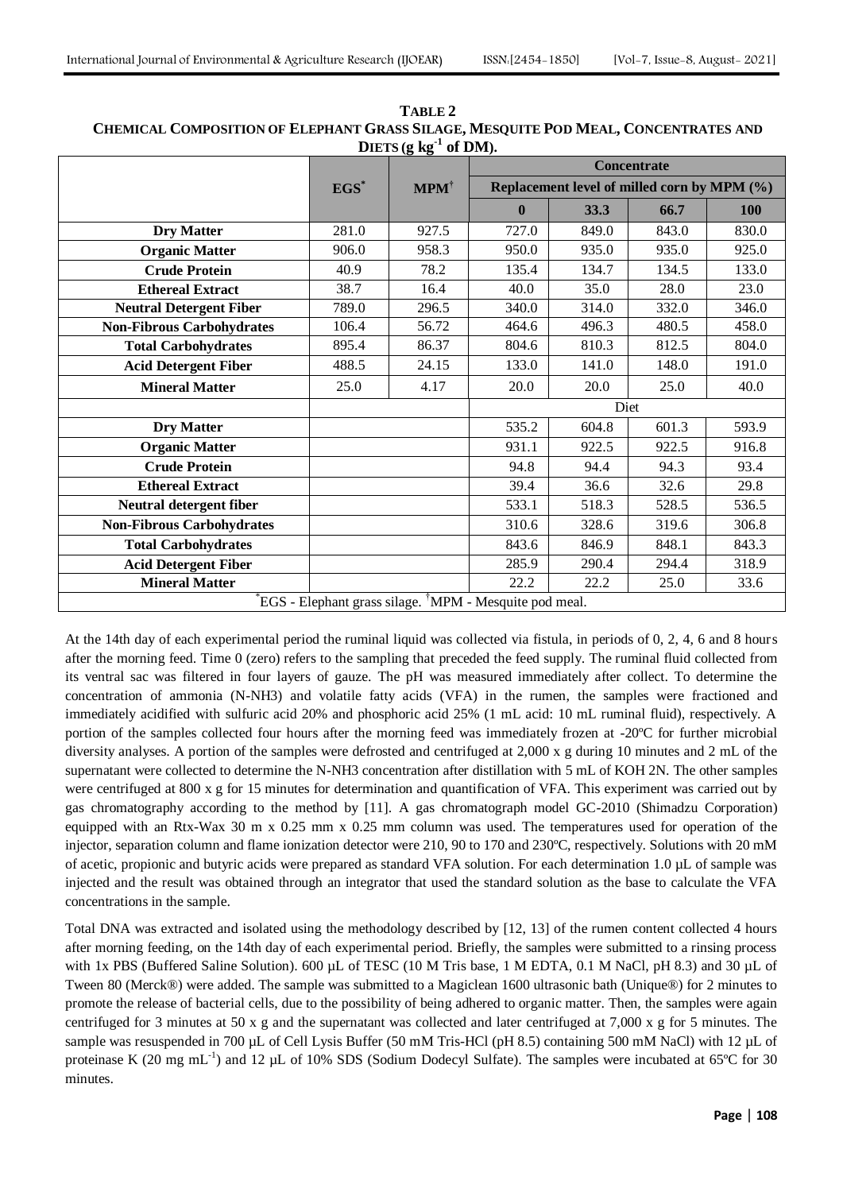**TABLE 2**
**CHEMICAL COMPOSITION OF ELEPHANT GRASS SILAGE, MESQUITE POD MEAL, CONCENTRATES AND DIETS (g kg$^{-1}$ of DM).**

| | EGS* | MPM† | Concentrate | | | |
|---|---|---|---|---|---|---|
| | | | Replacement level of milled corn by MPM (%) | | | |
| | | | **0** | **33.3** | **66.7** | **100** |
| **Dry Matter** | 281.0 | 927.5 | 727.0 | 849.0 | 843.0 | 830.0 |
| **Organic Matter** | 906.0 | 958.3 | 950.0 | 935.0 | 935.0 | 925.0 |
| **Crude Protein** | 40.9 | 78.2 | 135.4 | 134.7 | 134.5 | 133.0 |
| **Ethereal Extract** | 38.7 | 16.4 | 40.0 | 35.0 | 28.0 | 23.0 |
| **Neutral Detergent Fiber** | 789.0 | 296.5 | 340.0 | 314.0 | 332.0 | 346.0 |
| **Non-Fibrous Carbohydrates** | 106.4 | 56.72 | 464.6 | 496.3 | 480.5 | 458.0 |
| **Total Carbohydrates** | 895.4 | 86.37 | 804.6 | 810.3 | 812.5 | 804.0 |
| **Acid Detergent Fiber** | 488.5 | 24.15 | 133.0 | 141.0 | 148.0 | 191.0 |
| **Mineral Matter** | 25.0 | 4.17 | 20.0 | 20.0 | 25.0 | 40.0 |
| | | | Diet | | | |
| **Dry Matter** | | | 535.2 | 604.8 | 601.3 | 593.9 |
| **Organic Matter** | | | 931.1 | 922.5 | 922.5 | 916.8 |
| **Crude Protein** | | | 94.8 | 94.4 | 94.3 | 93.4 |
| **Ethereal Extract** | | | 39.4 | 36.6 | 32.6 | 29.8 |
| **Neutral detergent fiber** | | | 533.1 | 518.3 | 528.5 | 536.5 |
| **Non-Fibrous Carbohydrates** | | | 310.6 | 328.6 | 319.6 | 306.8 |
| **Total Carbohydrates** | | | 843.6 | 846.9 | 848.1 | 843.3 |
| **Acid Detergent Fiber** | | | 285.9 | 290.4 | 294.4 | 318.9 |
| **Mineral Matter** | | | 22.2 | 22.2 | 25.0 | 33.6 |

*EGS - Elephant grass silage. †MPM - Mesquite pod meal.

At the 14th day of each experimental period the ruminal liquid was collected via fistula, in periods of 0, 2, 4, 6 and 8 hours after the morning feed. Time 0 (zero) refers to the sampling that preceded the feed supply. The ruminal fluid collected from its ventral sac was filtered in four layers of gauze. The pH was measured immediately after collect. To determine the concentration of ammonia (N-$NH_3$) and volatile fatty acids (VFA) in the rumen, the samples were fractioned and immediately acidified with sulfuric acid 20% and phosphoric acid 25% (1 mL acid: 10 mL ruminal fluid), respectively. A portion of the samples collected four hours after the morning feed was immediately frozen at -20ºC for further microbial diversity analyses. A portion of the samples were defrosted and centrifuged at 2,000 x g during 10 minutes and 2 mL of the supernatant were collected to determine the N-$NH_3$ concentration after distillation with 5 mL of KOH 2N. The other samples were centrifuged at 800 x g for 15 minutes for determination and quantification of VFA. This experiment was carried out by gas chromatography according to the method by [11]. A gas chromatograph model GC-2010 (Shimadzu Corporation) equipped with an Rtx-Wax 30 m x 0.25 mm x 0.25 mm column was used. The temperatures used for operation of the injector, separation column and flame ionization detector were 210, 90 to 170 and 230ºC, respectively. Solutions with 20 mM of acetic, propionic and butyric acids were prepared as standard VFA solution. For each determination 1.0 µL of sample was injected and the result was obtained through an integrator that used the standard solution as the base to calculate the VFA concentrations in the sample.

Total DNA was extracted and isolated using the methodology described by [12, 13] of the rumen content collected 4 hours after morning feeding, on the 14th day of each experimental period. Briefly, the samples were submitted to a rinsing process with 1x PBS (Buffered Saline Solution). 600 µL of TESC (10 M Tris base, 1 M EDTA, 0.1 M NaCl, pH 8.3) and 30 µL of Tween 80 (Merck®) were added. The sample was submitted to a Magiclean 1600 ultrasonic bath (Unique®) for 2 minutes to promote the release of bacterial cells, due to the possibility of being adhered to organic matter. Then, the samples were again centrifuged for 3 minutes at 50 x g and the supernatant was collected and later centrifuged at 7,000 x g for 5 minutes. The sample was resuspended in 700 µL of Cell Lysis Buffer (50 mM Tris-HCl (pH 8.5) containing 500 mM NaCl) with 12 µL of proteinase K (20 mg mL$^{-1}$) and 12 µL of 10% SDS (Sodium Dodecyl Sulfate). The samples were incubated at 65ºC for 30 minutes.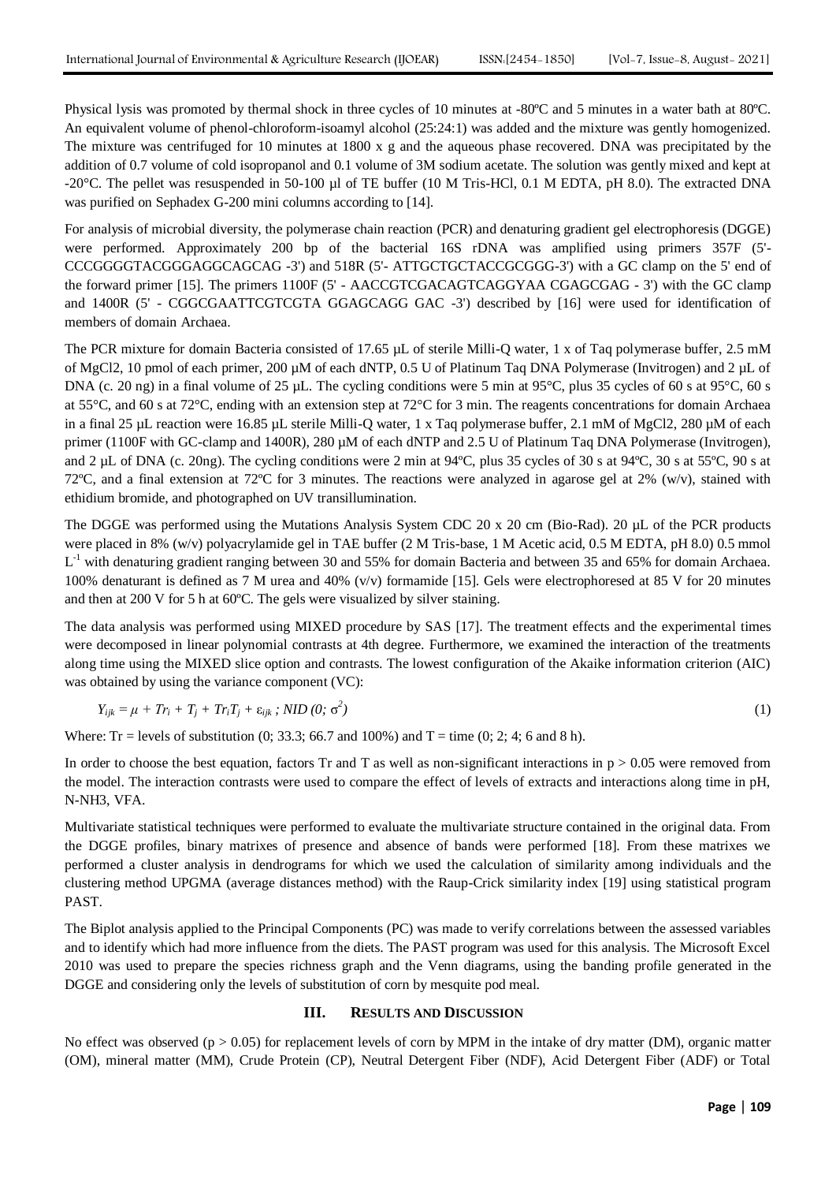Physical lysis was promoted by thermal shock in three cycles of 10 minutes at -80ºC and 5 minutes in a water bath at 80ºC. An equivalent volume of phenol-chloroform-isoamyl alcohol (25:24:1) was added and the mixture was gently homogenized. The mixture was centrifuged for 10 minutes at 1800 x g and the aqueous phase recovered. DNA was precipitated by the addition of 0.7 volume of cold isopropanol and 0.1 volume of 3M sodium acetate. The solution was gently mixed and kept at -20°C. The pellet was resuspended in 50-100 µl of TE buffer (10 M Tris-HCl, 0.1 M EDTA, pH 8.0). The extracted DNA was purified on Sephadex G-200 mini columns according to [14].

For analysis of microbial diversity, the polymerase chain reaction (PCR) and denaturing gradient gel electrophoresis (DGGE) were performed. Approximately 200 bp of the bacterial 16S rDNA was amplified using primers 357F (5'- CCCGGGGTACGGGAGGCAGCAG -3') and 518R (5'- ATTGCTGCTACCGCGGG-3') with a GC clamp on the 5' end of the forward primer [15]. The primers 1100F (5' - AACCGTCGACAGTCAGGYAA CGAGCGAG - 3') with the GC clamp and 1400R (5' - CGGCGAATTCGTCGTA GGAGCAGG GAC -3') described by [16] were used for identification of members of domain Archaea.

The PCR mixture for domain Bacteria consisted of 17.65 µL of sterile Milli-Q water, 1 x of Taq polymerase buffer, 2.5 mM of MgCl2, 10 pmol of each primer, 200 µM of each dNTP, 0.5 U of Platinum Taq DNA Polymerase (Invitrogen) and 2 µL of DNA (c. 20 ng) in a final volume of 25 µL. The cycling conditions were 5 min at 95°C, plus 35 cycles of 60 s at 95°C, 60 s at 55°C, and 60 s at 72°C, ending with an extension step at 72°C for 3 min. The reagents concentrations for domain Archaea in a final 25 µL reaction were 16.85 µL sterile Milli-Q water, 1 x Taq polymerase buffer, 2.1 mM of MgCl2, 280 µM of each primer (1100F with GC-clamp and 1400R), 280 µM of each dNTP and 2.5 U of Platinum Taq DNA Polymerase (Invitrogen), and 2 µL of DNA (c. 20ng). The cycling conditions were 2 min at 94ºC, plus 35 cycles of 30 s at 94ºC, 30 s at 55ºC, 90 s at 72ºC, and a final extension at 72ºC for 3 minutes. The reactions were analyzed in agarose gel at 2% (w/v), stained with ethidium bromide, and photographed on UV transillumination.

The DGGE was performed using the Mutations Analysis System CDC 20 x 20 cm (Bio-Rad). 20 µL of the PCR products were placed in 8% (w/v) polyacrylamide gel in TAE buffer (2 M Tris-base, 1 M Acetic acid, 0.5 M EDTA, pH 8.0) 0.5 mmol $L^{-1}$ with denaturing gradient ranging between 30 and 55% for domain Bacteria and between 35 and 65% for domain Archaea. 100% denaturant is defined as 7 M urea and 40% (v/v) formamide [15]. Gels were electrophoresed at 85 V for 20 minutes and then at 200 V for 5 h at 60ºC. The gels were visualized by silver staining.

The data analysis was performed using MIXED procedure by SAS [17]. The treatment effects and the experimental times were decomposed in linear polynomial contrasts at 4th degree. Furthermore, we examined the interaction of the treatments along time using the MIXED slice option and contrasts. The lowest configuration of the Akaike information criterion (AIC) was obtained by using the variance component (VC):

$$Y_{ijk} = \mu + Tr_i + T_j + Tr_iT_j + \varepsilon_{ijk} \text{ ; } NID\,(0;\,\sigma^2) \tag{1}$$

Where: Tr = levels of substitution (0; 33.3; 66.7 and 100%) and T = time (0; 2; 4; 6 and 8 h).

In order to choose the best equation, factors Tr and T as well as non-significant interactions in $p > 0.05$ were removed from the model. The interaction contrasts were used to compare the effect of levels of extracts and interactions along time in pH, N-NH3, VFA.

Multivariate statistical techniques were performed to evaluate the multivariate structure contained in the original data. From the DGGE profiles, binary matrixes of presence and absence of bands were performed [18]. From these matrixes we performed a cluster analysis in dendrograms for which we used the calculation of similarity among individuals and the clustering method UPGMA (average distances method) with the Raup-Crick similarity index [19] using statistical program PAST.

The Biplot analysis applied to the Principal Components (PC) was made to verify correlations between the assessed variables and to identify which had more influence from the diets. The PAST program was used for this analysis. The Microsoft Excel 2010 was used to prepare the species richness graph and the Venn diagrams, using the banding profile generated in the DGGE and considering only the levels of substitution of corn by mesquite pod meal.

## III. RESULTS AND DISCUSSION

No effect was observed ($p > 0.05$) for replacement levels of corn by MPM in the intake of dry matter (DM), organic matter (OM), mineral matter (MM), Crude Protein (CP), Neutral Detergent Fiber (NDF), Acid Detergent Fiber (ADF) or Total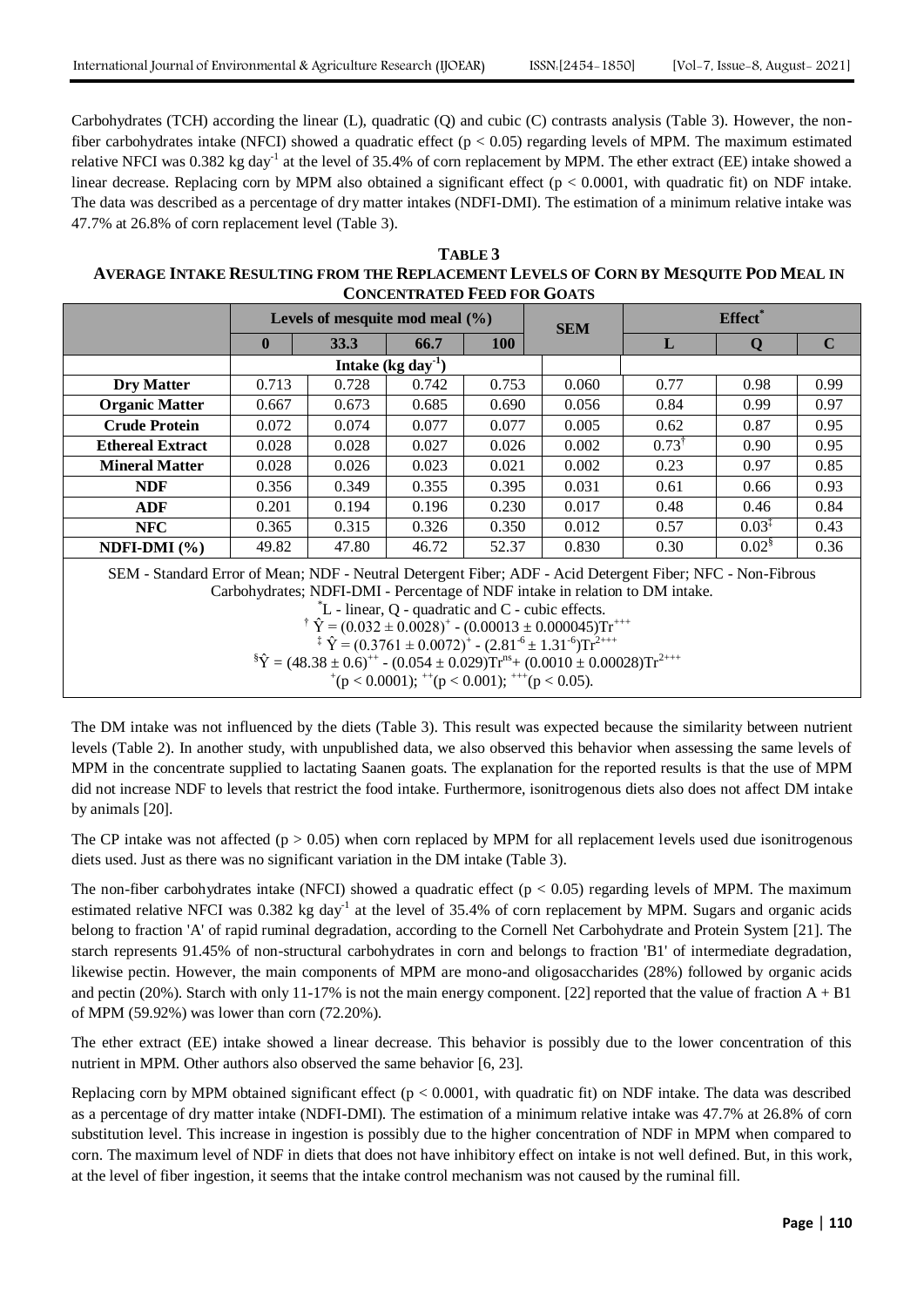Carbohydrates (TCH) according the linear (L), quadratic (Q) and cubic (C) contrasts analysis (Table 3). However, the non-fiber carbohydrates intake (NFCI) showed a quadratic effect ($p < 0.05$) regarding levels of MPM. The maximum estimated relative NFCI was 0.382 kg day$^{-1}$ at the level of 35.4% of corn replacement by MPM. The ether extract (EE) intake showed a linear decrease. Replacing corn by MPM also obtained a significant effect ($p < 0.0001$, with quadratic fit) on NDF intake. The data was described as a percentage of dry matter intakes (NDFI-DMI). The estimation of a minimum relative intake was 47.7% at 26.8% of corn replacement level (Table 3).

**TABLE 3**
**AVERAGE INTAKE RESULTING FROM THE REPLACEMENT LEVELS OF CORN BY MESQUITE POD MEAL IN CONCENTRATED FEED FOR GOATS**

| | Levels of mesquite mod meal (%) | | | | SEM | Effect* | | |
|---|---|---|---|---|---|---|---|---|
| | **0** | **33.3** | **66.7** | **100** | | **L** | **Q** | **C** |
| | Intake (kg day$^{-1}$) | | | | | | | |
| **Dry Matter** | 0.713 | 0.728 | 0.742 | 0.753 | 0.060 | 0.77 | 0.98 | 0.99 |
| **Organic Matter** | 0.667 | 0.673 | 0.685 | 0.690 | 0.056 | 0.84 | 0.99 | 0.97 |
| **Crude Protein** | 0.072 | 0.074 | 0.077 | 0.077 | 0.005 | 0.62 | 0.87 | 0.95 |
| **Ethereal Extract** | 0.028 | 0.028 | 0.027 | 0.026 | 0.002 | 0.73† | 0.90 | 0.95 |
| **Mineral Matter** | 0.028 | 0.026 | 0.023 | 0.021 | 0.002 | 0.23 | 0.97 | 0.85 |
| **NDF** | 0.356 | 0.349 | 0.355 | 0.395 | 0.031 | 0.61 | 0.66 | 0.93 |
| **ADF** | 0.201 | 0.194 | 0.196 | 0.230 | 0.017 | 0.48 | 0.46 | 0.84 |
| **NFC** | 0.365 | 0.315 | 0.326 | 0.350 | 0.012 | 0.57 | 0.03‡ | 0.43 |
| **NDFI-DMI (%)** | 49.82 | 47.80 | 46.72 | 52.37 | 0.830 | 0.30 | 0.02§ | 0.36 |

SEM - Standard Error of Mean; NDF - Neutral Detergent Fiber; ADF - Acid Detergent Fiber; NFC - Non-Fibrous Carbohydrates; NDFI-DMI - Percentage of NDF intake in relation to DM intake.

*L - linear, Q - quadratic and C - cubic effects.

† $\hat{Y} = (0.032 \pm 0.0028)^{+} - (0.00013 \pm 0.000045)Tr^{+++}$

‡ $\hat{Y} = (0.3761 \pm 0.0072)^{+} - (2.81^{-6} \pm 1.31^{-6})Tr^{2+++}$

§ $\hat{Y} = (48.38 \pm 0.6)^{++} - (0.054 \pm 0.029)Tr^{ns} + (0.0010 \pm 0.00028)Tr^{2+++}$

$^{+}(p < 0.0001)$; $^{++}(p < 0.001)$; $^{+++}(p < 0.05)$.

The DM intake was not influenced by the diets (Table 3). This result was expected because the similarity between nutrient levels (Table 2). In another study, with unpublished data, we also observed this behavior when assessing the same levels of MPM in the concentrate supplied to lactating Saanen goats. The explanation for the reported results is that the use of MPM did not increase NDF to levels that restrict the food intake. Furthermore, isonitrogenous diets also does not affect DM intake by animals [20].

The CP intake was not affected ($p > 0.05$) when corn replaced by MPM for all replacement levels used due isonitrogenous diets used. Just as there was no significant variation in the DM intake (Table 3).

The non-fiber carbohydrates intake (NFCI) showed a quadratic effect ($p < 0.05$) regarding levels of MPM. The maximum estimated relative NFCI was 0.382 kg day$^{-1}$ at the level of 35.4% of corn replacement by MPM. Sugars and organic acids belong to fraction 'A' of rapid ruminal degradation, according to the Cornell Net Carbohydrate and Protein System [21]. The starch represents 91.45% of non-structural carbohydrates in corn and belongs to fraction 'B1' of intermediate degradation, likewise pectin. However, the main components of MPM are mono-and oligosaccharides (28%) followed by organic acids and pectin (20%). Starch with only 11-17% is not the main energy component. [22] reported that the value of fraction A + B1 of MPM (59.92%) was lower than corn (72.20%).

The ether extract (EE) intake showed a linear decrease. This behavior is possibly due to the lower concentration of this nutrient in MPM. Other authors also observed the same behavior [6, 23].

Replacing corn by MPM obtained significant effect ($p < 0.0001$, with quadratic fit) on NDF intake. The data was described as a percentage of dry matter intake (NDFI-DMI). The estimation of a minimum relative intake was 47.7% at 26.8% of corn substitution level. This increase in ingestion is possibly due to the higher concentration of NDF in MPM when compared to corn. The maximum level of NDF in diets that does not have inhibitory effect on intake is not well defined. But, in this work, at the level of fiber ingestion, it seems that the intake control mechanism was not caused by the ruminal fill.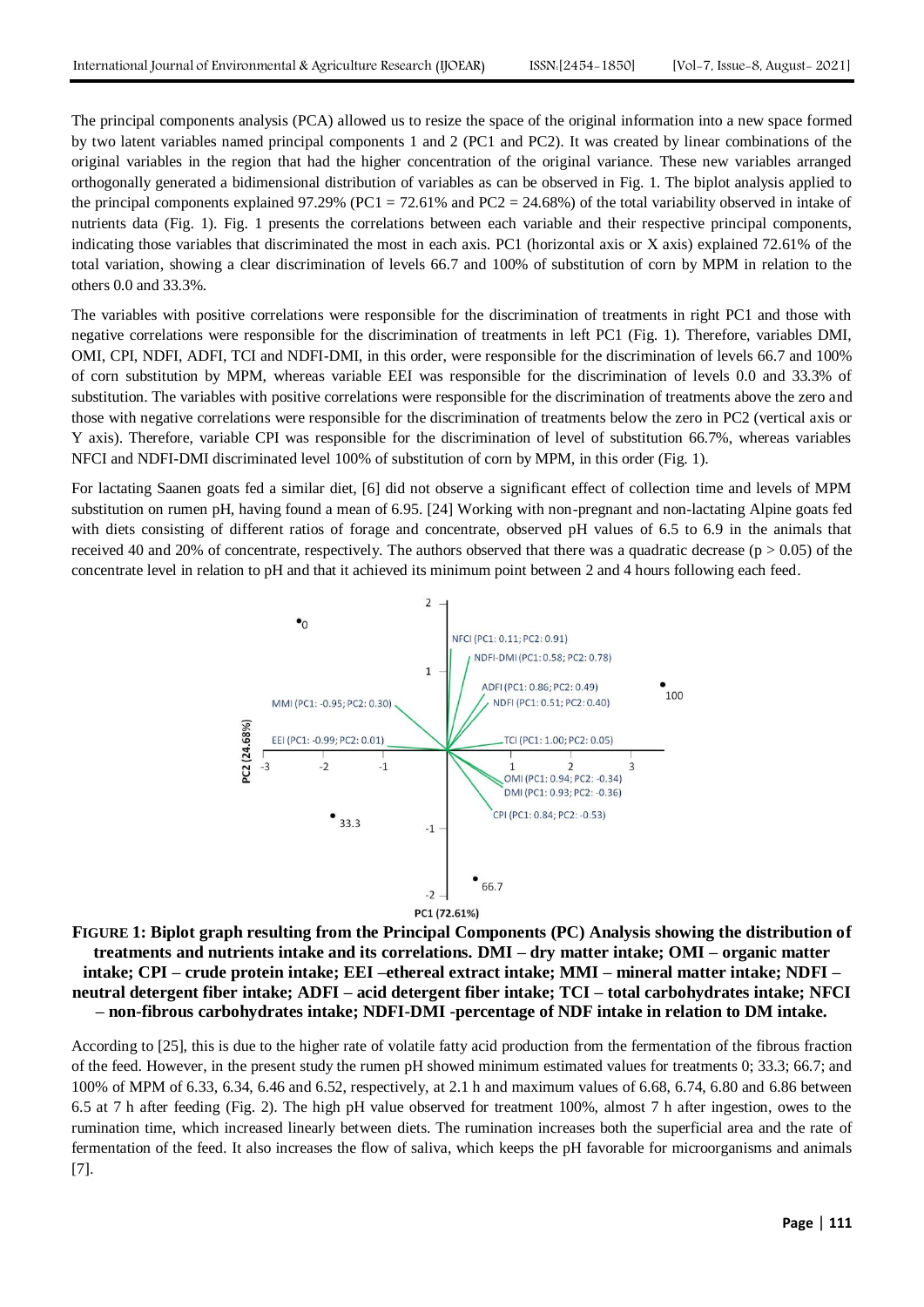The principal components analysis (PCA) allowed us to resize the space of the original information into a new space formed by two latent variables named principal components 1 and 2 (PC1 and PC2). It was created by linear combinations of the original variables in the region that had the higher concentration of the original variance. These new variables arranged orthogonally generated a bidimensional distribution of variables as can be observed in Fig. 1. The biplot analysis applied to the principal components explained 97.29% (PC1 = 72.61% and PC2 = 24.68%) of the total variability observed in intake of nutrients data (Fig. 1). Fig. 1 presents the correlations between each variable and their respective principal components, indicating those variables that discriminated the most in each axis. PC1 (horizontal axis or X axis) explained 72.61% of the total variation, showing a clear discrimination of levels 66.7 and 100% of substitution of corn by MPM in relation to the others 0.0 and 33.3%.

The variables with positive correlations were responsible for the discrimination of treatments in right PC1 and those with negative correlations were responsible for the discrimination of treatments in left PC1 (Fig. 1). Therefore, variables DMI, OMI, CPI, NDFI, ADFI, TCI and NDFI-DMI, in this order, were responsible for the discrimination of levels 66.7 and 100% of corn substitution by MPM, whereas variable EEI was responsible for the discrimination of levels 0.0 and 33.3% of substitution. The variables with positive correlations were responsible for the discrimination of treatments above the zero and those with negative correlations were responsible for the discrimination of treatments below the zero in PC2 (vertical axis or Y axis). Therefore, variable CPI was responsible for the discrimination of level of substitution 66.7%, whereas variables NFCI and NDFI-DMI discriminated level 100% of substitution of corn by MPM, in this order (Fig. 1).

For lactating Saanen goats fed a similar diet, [6] did not observe a significant effect of collection time and levels of MPM substitution on rumen pH, having found a mean of 6.95. [24] Working with non-pregnant and non-lactating Alpine goats fed with diets consisting of different ratios of forage and concentrate, observed pH values of 6.5 to 6.9 in the animals that received 40 and 20% of concentrate, respectively. The authors observed that there was a quadratic decrease ($p > 0.05$) of the concentrate level in relation to pH and that it achieved its minimum point between 2 and 4 hours following each feed.

**FIGURE 1: Biplot graph resulting from the Principal Components (PC) Analysis showing the distribution of treatments and nutrients intake and its correlations. DMI – dry matter intake; OMI – organic matter intake; CPI – crude protein intake; EEI –ethereal extract intake; MMI – mineral matter intake; NDFI – neutral detergent fiber intake; ADFI – acid detergent fiber intake; TCI – total carbohydrates intake; NFCI – non-fibrous carbohydrates intake; NDFI-DMI -percentage of NDF intake in relation to DM intake.**

According to [25], this is due to the higher rate of volatile fatty acid production from the fermentation of the fibrous fraction of the feed. However, in the present study the rumen pH showed minimum estimated values for treatments 0; 33.3; 66.7; and 100% of MPM of 6.33, 6.34, 6.46 and 6.52, respectively, at 2.1 h and maximum values of 6.68, 6.74, 6.80 and 6.86 between 6.5 at 7 h after feeding (Fig. 2). The high pH value observed for treatment 100%, almost 7 h after ingestion, owes to the rumination time, which increased linearly between diets. The rumination increases both the superficial area and the rate of fermentation of the feed. It also increases the flow of saliva, which keeps the pH favorable for microorganisms and animals [7].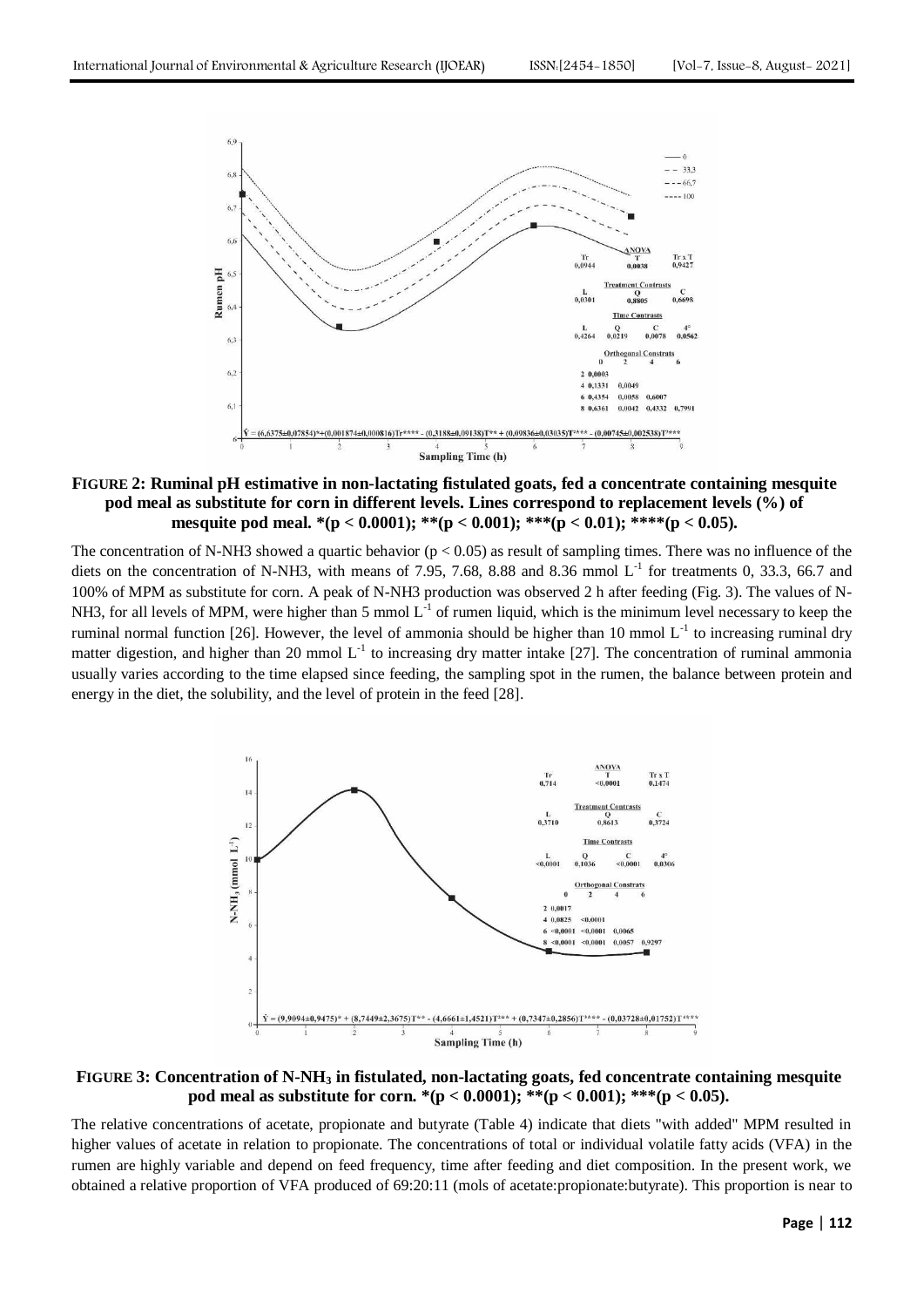**FIGURE 2: Ruminal pH estimative in non-lactating fistulated goats, fed a concentrate containing mesquite pod meal as substitute for corn in different levels. Lines correspond to replacement levels (%) of mesquite pod meal. *(p < 0.0001); **(p < 0.001); ***(p < 0.01); ****(p < 0.05).**

The concentration of N-NH3 showed a quartic behavior ($p < 0.05$) as result of sampling times. There was no influence of the diets on the concentration of N-NH3, with means of 7.95, 7.68, 8.88 and 8.36 mmol $L^{-1}$ for treatments 0, 33.3, 66.7 and 100% of MPM as substitute for corn. A peak of N-NH3 production was observed 2 h after feeding (Fig. 3). The values of N-NH3, for all levels of MPM, were higher than 5 mmol $L^{-1}$ of rumen liquid, which is the minimum level necessary to keep the ruminal normal function [26]. However, the level of ammonia should be higher than 10 mmol $L^{-1}$ to increasing ruminal dry matter digestion, and higher than 20 mmol $L^{-1}$ to increasing dry matter intake [27]. The concentration of ruminal ammonia usually varies according to the time elapsed since feeding, the sampling spot in the rumen, the balance between protein and energy in the diet, the solubility, and the level of protein in the feed [28].

**FIGURE 3: Concentration of $N\text{-}NH_3$ in fistulated, non-lactating goats, fed concentrate containing mesquite pod meal as substitute for corn. *(p < 0.0001); **(p < 0.001); ***(p < 0.05).**

The relative concentrations of acetate, propionate and butyrate (Table 4) indicate that diets "with added" MPM resulted in higher values of acetate in relation to propionate. The concentrations of total or individual volatile fatty acids (VFA) in the rumen are highly variable and depend on feed frequency, time after feeding and diet composition. In the present work, we obtained a relative proportion of VFA produced of 69:20:11 (mols of acetate:propionate:butyrate). This proportion is near to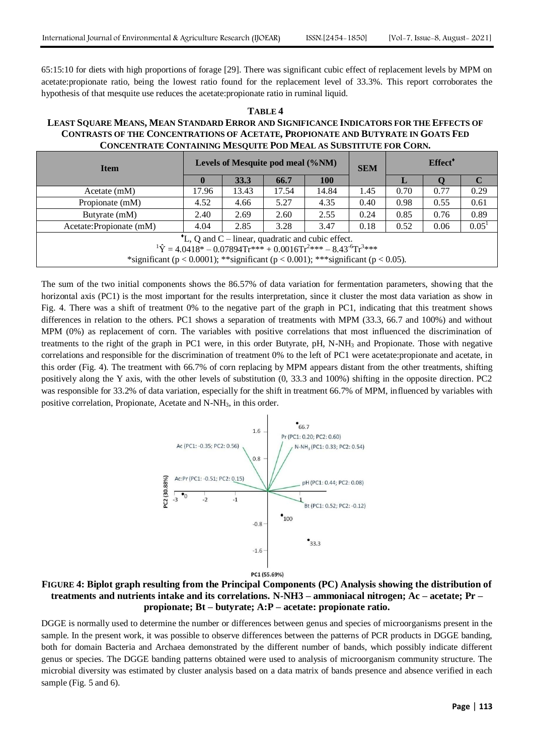65:15:10 for diets with high proportions of forage [29]. There was significant cubic effect of replacement levels by MPM on acetate:propionate ratio, being the lowest ratio found for the replacement level of 33.3%. This report corroborates the hypothesis of that mesquite use reduces the acetate:propionate ratio in ruminal liquid.

**TABLE 4**
**LEAST SQUARE MEANS, MEAN STANDARD ERROR AND SIGNIFICANCE INDICATORS FOR THE EFFECTS OF CONTRASTS OF THE CONCENTRATIONS OF ACETATE, PROPIONATE AND BUTYRATE IN GOATS FED CONCENTRATE CONTAINING MESQUITE POD MEAL AS SUBSTITUTE FOR CORN.**

| Item | Levels of Mesquite pod meal (%NM) | | | | SEM | Effect♦ | | |
|---|---|---|---|---|---|---|---|---|
| | 0 | 33.3 | 66.7 | 100 | | L | Q | C |
| Acetate (mM) | 17.96 | 13.43 | 17.54 | 14.84 | 1.45 | 0.70 | 0.77 | 0.29 |
| Propionate (mM) | 4.52 | 4.66 | 5.27 | 4.35 | 0.40 | 0.98 | 0.55 | 0.61 |
| Butyrate (mM) | 2.40 | 2.69 | 2.60 | 2.55 | 0.24 | 0.85 | 0.76 | 0.89 |
| Acetate:Propionate (mM) | 4.04 | 2.85 | 3.28 | 3.47 | 0.18 | 0.52 | 0.06 | $0.05^1$ |

♦L, Q and C – linear, quadratic and cubic effect.
$^1\hat{Y} = 4.0418^* - 0.07894Tr^{***} + 0.0016Tr^{2***} - 8.43^{-6}Tr^{3***}$
*significant ($p < 0.0001$); **significant ($p < 0.001$); ***significant ($p < 0.05$).

The sum of the two initial components shows the 86.57% of data variation for fermentation parameters, showing that the horizontal axis (PC1) is the most important for the results interpretation, since it cluster the most data variation as show in Fig. 4. There was a shift of treatment 0% to the negative part of the graph in PC1, indicating that this treatment shows differences in relation to the others. PC1 shows a separation of treatments with MPM (33.3, 66.7 and 100%) and without MPM (0%) as replacement of corn. The variables with positive correlations that most influenced the discrimination of treatments to the right of the graph in PC1 were, in this order Butyrate, pH, N-$NH_3$ and Propionate. Those with negative correlations and responsible for the discrimination of treatment 0% to the left of PC1 were acetate:propionate and acetate, in this order (Fig. 4). The treatment with 66.7% of corn replacing by MPM appears distant from the other treatments, shifting positively along the Y axis, with the other levels of substitution (0, 33.3 and 100%) shifting in the opposite direction. PC2 was responsible for 33.2% of data variation, especially for the shift in treatment 66.7% of MPM, influenced by variables with positive correlation, Propionate, Acetate and N-$NH_3$, in this order.

**FIGURE 4: Biplot graph resulting from the Principal Components (PC) Analysis showing the distribution of treatments and nutrients intake and its correlations. N-NH3 – ammoniacal nitrogen; Ac – acetate; Pr – propionate; Bt – butyrate; A:P – acetate: propionate ratio.**

DGGE is normally used to determine the number or differences between genus and species of microorganisms present in the sample. In the present work, it was possible to observe differences between the patterns of PCR products in DGGE banding, both for domain Bacteria and Archaea demonstrated by the different number of bands, which possibly indicate different genus or species. The DGGE banding patterns obtained were used to analysis of microorganism community structure. The microbial diversity was estimated by cluster analysis based on a data matrix of bands presence and absence verified in each sample (Fig. 5 and 6).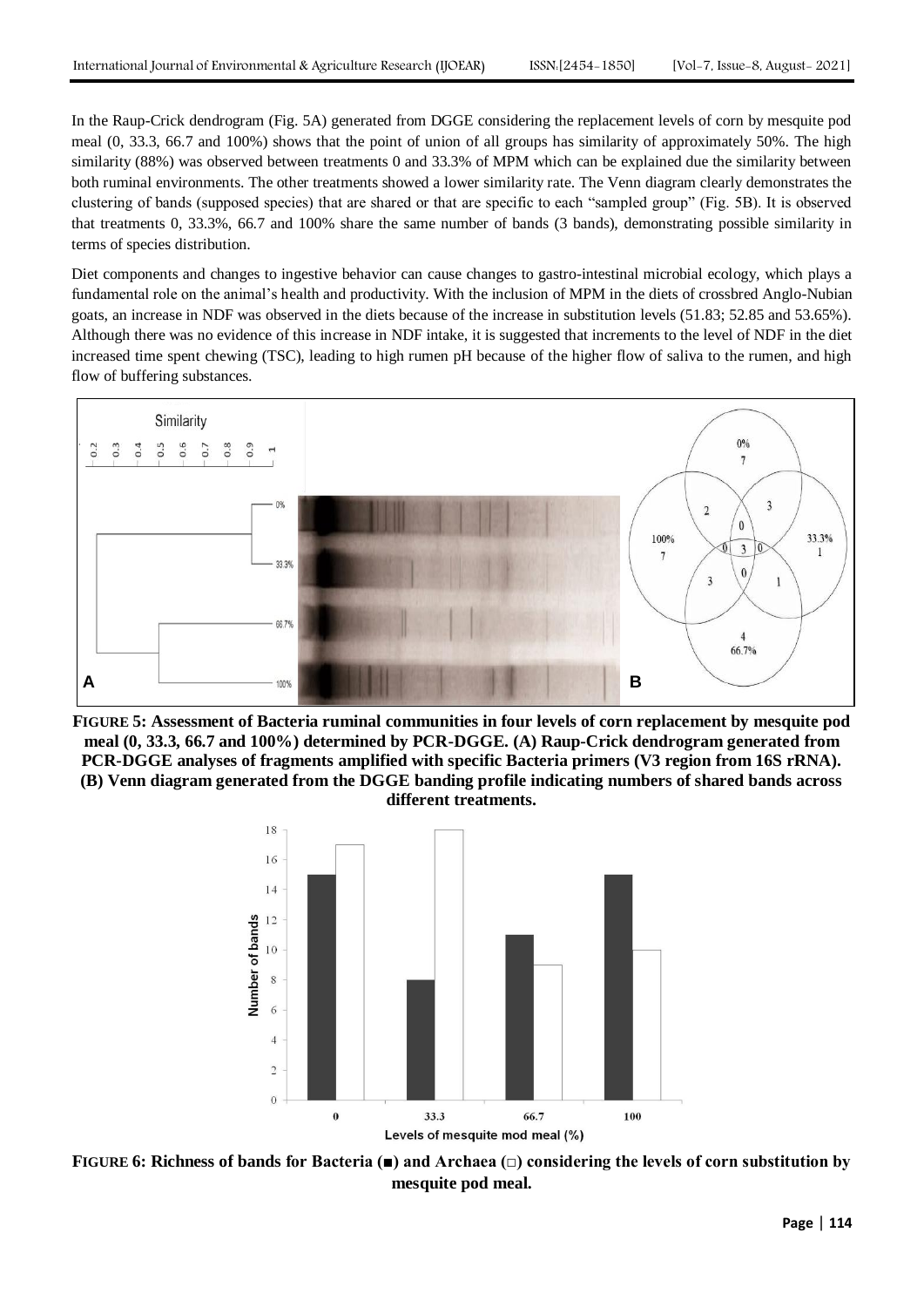In the Raup-Crick dendrogram (Fig. 5A) generated from DGGE considering the replacement levels of corn by mesquite pod meal (0, 33.3, 66.7 and 100%) shows that the point of union of all groups has similarity of approximately 50%. The high similarity (88%) was observed between treatments 0 and 33.3% of MPM which can be explained due the similarity between both ruminal environments. The other treatments showed a lower similarity rate. The Venn diagram clearly demonstrates the clustering of bands (supposed species) that are shared or that are specific to each "sampled group" (Fig. 5B). It is observed that treatments 0, 33.3%, 66.7 and 100% share the same number of bands (3 bands), demonstrating possible similarity in terms of species distribution.

Diet components and changes to ingestive behavior can cause changes to gastro-intestinal microbial ecology, which plays a fundamental role on the animal's health and productivity. With the inclusion of MPM in the diets of crossbred Anglo-Nubian goats, an increase in NDF was observed in the diets because of the increase in substitution levels (51.83; 52.85 and 53.65%). Although there was no evidence of this increase in NDF intake, it is suggested that increments to the level of NDF in the diet increased time spent chewing (TSC), leading to high rumen pH because of the higher flow of saliva to the rumen, and high flow of buffering substances.

**FIGURE 5: Assessment of Bacteria ruminal communities in four levels of corn replacement by mesquite pod meal (0, 33.3, 66.7 and 100%) determined by PCR-DGGE. (A) Raup-Crick dendrogram generated from PCR-DGGE analyses of fragments amplified with specific Bacteria primers (V3 region from 16S rRNA). (B) Venn diagram generated from the DGGE banding profile indicating numbers of shared bands across different treatments.**

**FIGURE 6: Richness of bands for Bacteria (■) and Archaea (□) considering the levels of corn substitution by mesquite pod meal.**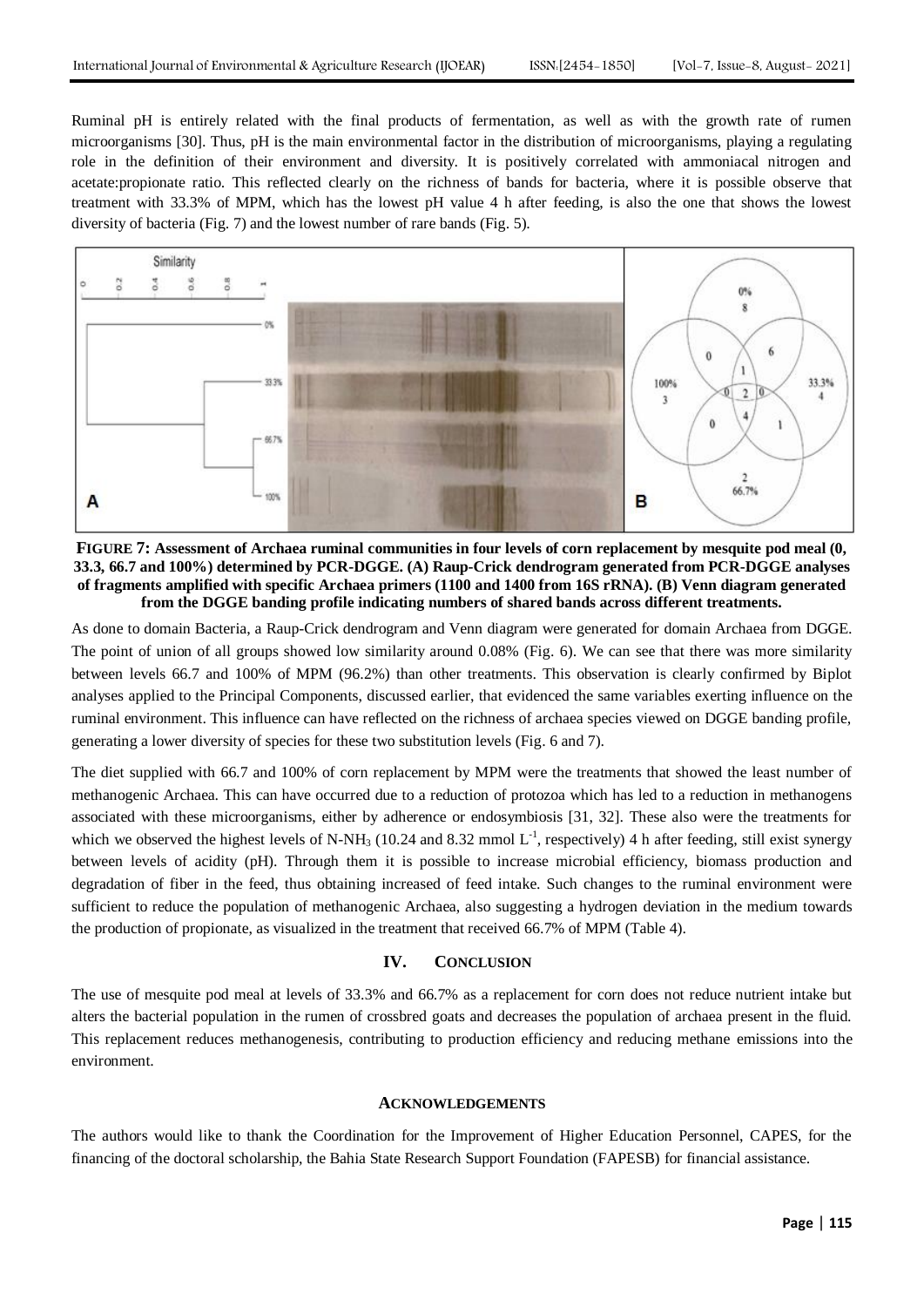Ruminal pH is entirely related with the final products of fermentation, as well as with the growth rate of rumen microorganisms [30]. Thus, pH is the main environmental factor in the distribution of microorganisms, playing a regulating role in the definition of their environment and diversity. It is positively correlated with ammoniacal nitrogen and acetate:propionate ratio. This reflected clearly on the richness of bands for bacteria, where it is possible observe that treatment with 33.3% of MPM, which has the lowest pH value 4 h after feeding, is also the one that shows the lowest diversity of bacteria (Fig. 7) and the lowest number of rare bands (Fig. 5).

**FIGURE 7: Assessment of Archaea ruminal communities in four levels of corn replacement by mesquite pod meal (0, 33.3, 66.7 and 100%) determined by PCR-DGGE. (A) Raup-Crick dendrogram generated from PCR-DGGE analyses of fragments amplified with specific Archaea primers (1100 and 1400 from 16S rRNA). (B) Venn diagram generated from the DGGE banding profile indicating numbers of shared bands across different treatments.**

As done to domain Bacteria, a Raup-Crick dendrogram and Venn diagram were generated for domain Archaea from DGGE. The point of union of all groups showed low similarity around 0.08% (Fig. 6). We can see that there was more similarity between levels 66.7 and 100% of MPM (96.2%) than other treatments. This observation is clearly confirmed by Biplot analyses applied to the Principal Components, discussed earlier, that evidenced the same variables exerting influence on the ruminal environment. This influence can have reflected on the richness of archaea species viewed on DGGE banding profile, generating a lower diversity of species for these two substitution levels (Fig. 6 and 7).

The diet supplied with 66.7 and 100% of corn replacement by MPM were the treatments that showed the least number of methanogenic Archaea. This can have occurred due to a reduction of protozoa which has led to a reduction in methanogens associated with these microorganisms, either by adherence or endosymbiosis [31, 32]. These also were the treatments for which we observed the highest levels of N-$NH_3$ (10.24 and 8.32 mmol $L^{-1}$, respectively) 4 h after feeding, still exist synergy between levels of acidity (pH). Through them it is possible to increase microbial efficiency, biomass production and degradation of fiber in the feed, thus obtaining increased of feed intake. Such changes to the ruminal environment were sufficient to reduce the population of methanogenic Archaea, also suggesting a hydrogen deviation in the medium towards the production of propionate, as visualized in the treatment that received 66.7% of MPM (Table 4).

## IV. CONCLUSION

The use of mesquite pod meal at levels of 33.3% and 66.7% as a replacement for corn does not reduce nutrient intake but alters the bacterial population in the rumen of crossbred goats and decreases the population of archaea present in the fluid. This replacement reduces methanogenesis, contributing to production efficiency and reducing methane emissions into the environment.

## ACKNOWLEDGEMENTS

The authors would like to thank the Coordination for the Improvement of Higher Education Personnel, CAPES, for the financing of the doctoral scholarship, the Bahia State Research Support Foundation (FAPESB) for financial assistance.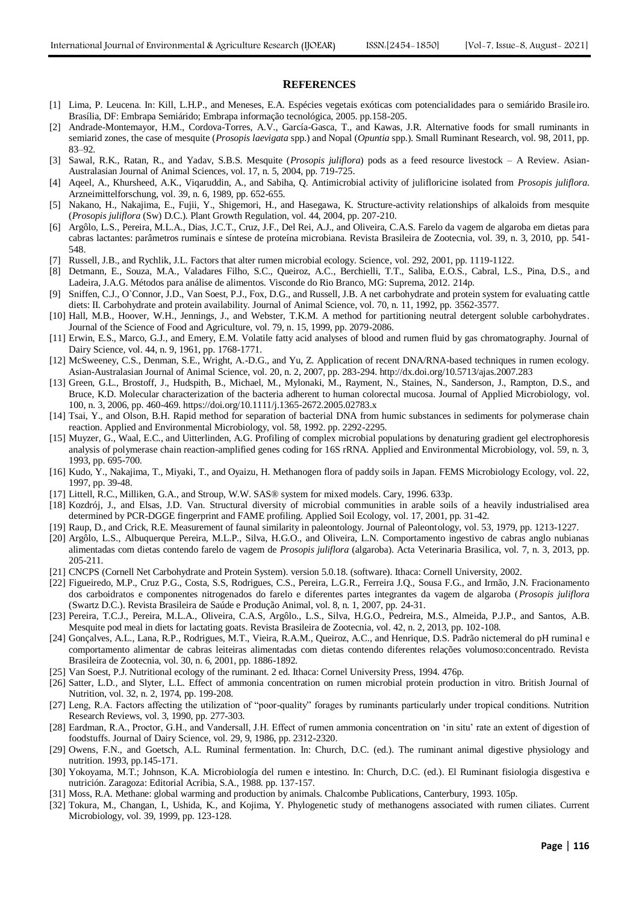## REFERENCES

[1] Lima, P. Leucena. In: Kill, L.H.P., and Meneses, E.A. Espécies vegetais exóticas com potencialidades para o semiárido Brasileiro. Brasília, DF: Embrapa Semiárido; Embrapa informação tecnológica, 2005. pp.158-205.

[2] Andrade-Montemayor, H.M., Cordova-Torres, A.V., García-Gasca, T., and Kawas, J.R. Alternative foods for small ruminants in semiarid zones, the case of mesquite (*Prosopis laevigata* spp.) and Nopal (*Opuntia* spp.). Small Ruminant Research, vol. 98, 2011, pp. 83–92.

[3] Sawal, R.K., Ratan, R., and Yadav, S.B.S. Mesquite (*Prosopis juliflora*) pods as a feed resource livestock – A Review. Asian-Australasian Journal of Animal Sciences, vol. 17, n. 5, 2004, pp. 719-725.

[4] Aqeel, A., Khursheed, A.K., Viqaruddin, A., and Sabiha, Q. Antimicrobial activity of julifloricine isolated from *Prosopis juliflora.* Arzneimittelforschung, vol. 39, n. 6, 1989, pp. 652-655.

[5] Nakano, H., Nakajima, E., Fujii, Y., Shigemori, H., and Hasegawa, K. Structure-activity relationships of alkaloids from mesquite (*Prosopis juliflora* (Sw) D.C.). Plant Growth Regulation, vol. 44, 2004, pp. 207-210.

[6] Argôlo, L.S., Pereira, M.L.A., Dias, J.C.T., Cruz, J.F., Del Rei, A.J., and Oliveira, C.A.S. Farelo da vagem de algaroba em dietas para cabras lactantes: parâmetros ruminais e síntese de proteína microbiana. Revista Brasileira de Zootecnia, vol. 39, n. 3, 2010, pp. 541-548.

[7] Russell, J.B., and Rychlik, J.L. Factors that alter rumen microbial ecology. Science, vol. 292, 2001, pp. 1119-1122.

[8] Detmann, E., Souza, M.A., Valadares Filho, S.C., Queiroz, A.C., Berchielli, T.T., Saliba, E.O.S., Cabral, L.S., Pina, D.S., and Ladeira, J.A.G. Métodos para análise de alimentos. Visconde do Rio Branco, MG: Suprema, 2012. 214p.

[9] Sniffen, C.J., O`Connor, J.D., Van Soest, P.J., Fox, D.G., and Russell, J.B. A net carbohydrate and protein system for evaluating cattle diets: II. Carbohydrate and protein availability. Journal of Animal Science, vol. 70, n. 11, 1992, pp. 3562-3577.

[10] Hall, M.B., Hoover, W.H., Jennings, J., and Webster, T.K.M. A method for partitioning neutral detergent soluble carbohydrates. Journal of the Science of Food and Agriculture, vol. 79, n. 15, 1999, pp. 2079-2086.

[11] Erwin, E.S., Marco, G.J., and Emery, E.M. Volatile fatty acid analyses of blood and rumen fluid by gas chromatography. Journal of Dairy Science, vol. 44, n. 9, 1961, pp. 1768-1771.

[12] McSweeney, C.S., Denman, S.E., Wright, A.-D.G., and Yu, Z. Application of recent DNA/RNA-based techniques in rumen ecology. Asian-Australasian Journal of Animal Science, vol. 20, n. 2, 2007, pp. 283-294. http://dx.doi.org/10.5713/ajas.2007.283

[13] Green, G.L., Brostoff, J., Hudspith, B., Michael, M., Mylonaki, M., Rayment, N., Staines, N., Sanderson, J., Rampton, D.S., and Bruce, K.D. Molecular characterization of the bacteria adherent to human colorectal mucosa. Journal of Applied Microbiology, vol. 100, n. 3, 2006, pp. 460-469. https://doi.org/10.1111/j.1365-2672.2005.02783.x

[14] Tsai, Y., and Olson, B.H. Rapid method for separation of bacterial DNA from humic substances in sediments for polymerase chain reaction. Applied and Environmental Microbiology, vol. 58, 1992. pp. 2292-2295.

[15] Muyzer, G., Waal, E.C., and Uitterlinden, A.G. Profiling of complex microbial populations by denaturing gradient gel electrophoresis analysis of polymerase chain reaction-amplified genes coding for 16S rRNA. Applied and Environmental Microbiology, vol. 59, n. 3, 1993, pp. 695-700.

[16] Kudo, Y., Nakajima, T., Miyaki, T., and Oyaizu, H. Methanogen flora of paddy soils in Japan. FEMS Microbiology Ecology, vol. 22, 1997, pp. 39-48.

[17] Littell, R.C., Milliken, G.A., and Stroup, W.W. SAS® system for mixed models. Cary, 1996. 633p.

[18] Kozdrój, J., and Elsas, J.D. Van. Structural diversity of microbial communities in arable soils of a heavily industrialised area determined by PCR-DGGE fingerprint and FAME profiling. Applied Soil Ecology, vol. 17, 2001, pp. 31-42.

[19] Raup, D., and Crick, R.E. Measurement of faunal similarity in paleontology. Journal of Paleontology, vol. 53, 1979, pp. 1213-1227.

[20] Argôlo, L.S., Albuquerque Pereira, M.L.P., Silva, H.G.O., and Oliveira, L.N. Comportamento ingestivo de cabras anglo nubianas alimentadas com dietas contendo farelo de vagem de *Prosopis juliflora* (algaroba). Acta Veterinaria Brasilica, vol. 7, n. 3, 2013, pp. 205-211.

[21] CNCPS (Cornell Net Carbohydrate and Protein System). version 5.0.18. (software). Ithaca: Cornell University, 2002.

[22] Figueiredo, M.P., Cruz P.G., Costa, S.S, Rodrigues, C.S., Pereira, L.G.R., Ferreira J.Q., Sousa F.G., and Irmão, J.N. Fracionamento dos carboidratos e componentes nitrogenados do farelo e diferentes partes integrantes da vagem de algaroba (*Prosopis juliflora* (Swartz D.C.). Revista Brasileira de Saúde e Produção Animal, vol. 8, n. 1, 2007, pp. 24-31.

[23] Pereira, T.C.J., Pereira, M.L.A., Oliveira, C.A.S, Argôlo., L.S., Silva, H.G.O., Pedreira, M.S., Almeida, P.J.P., and Santos, A.B. Mesquite pod meal in diets for lactating goats. Revista Brasileira de Zootecnia, vol. 42, n. 2, 2013, pp. 102-108.

[24] Gonçalves, A.L., Lana, R.P., Rodrigues, M.T., Vieira, R.A.M., Queiroz, A.C., and Henrique, D.S. Padrão nictemeral do pH ruminal e comportamento alimentar de cabras leiteiras alimentadas com dietas contendo diferentes relações volumoso:concentrado. Revista Brasileira de Zootecnia, vol. 30, n. 6, 2001, pp. 1886-1892.

[25] Van Soest, P.J. Nutritional ecology of the ruminant. 2 ed. Ithaca: Cornel University Press, 1994. 476p.

[26] Satter, L.D., and Slyter, L.L. Effect of ammonia concentration on rumen microbial protein production in vitro. British Journal of Nutrition, vol. 32, n. 2, 1974, pp. 199-208.

[27] Leng, R.A. Factors affecting the utilization of "poor-quality" forages by ruminants particularly under tropical conditions. Nutrition Research Reviews, vol. 3, 1990, pp. 277-303.

[28] Eardman, R.A., Proctor, G.H., and Vandersall, J.H. Effect of rumen ammonia concentration on 'in situ' rate an extent of digestion of foodstuffs. Journal of Dairy Science, vol. 29, 9, 1986, pp. 2312-2320.

[29] Owens, F.N., and Goetsch, A.L. Ruminal fermentation. In: Church, D.C. (ed.). The ruminant animal digestive physiology and nutrition. 1993, pp.145-171.

[30] Yokoyama, M.T.; Johnson, K.A. Microbiología del rumen e intestino. In: Church, D.C. (ed.). El Ruminant fisiologia disgestiva e nutrición. Zaragoza: Editorial Acribia, S.A., 1988. pp. 137-157.

[31] Moss, R.A. Methane: global warming and production by animals. Chalcombe Publications, Canterbury, 1993. 105p.

[32] Tokura, M., Changan, I., Ushida, K., and Kojima, Y. Phylogenetic study of methanogens associated with rumen ciliates. Current Microbiology, vol. 39, 1999, pp. 123-128.